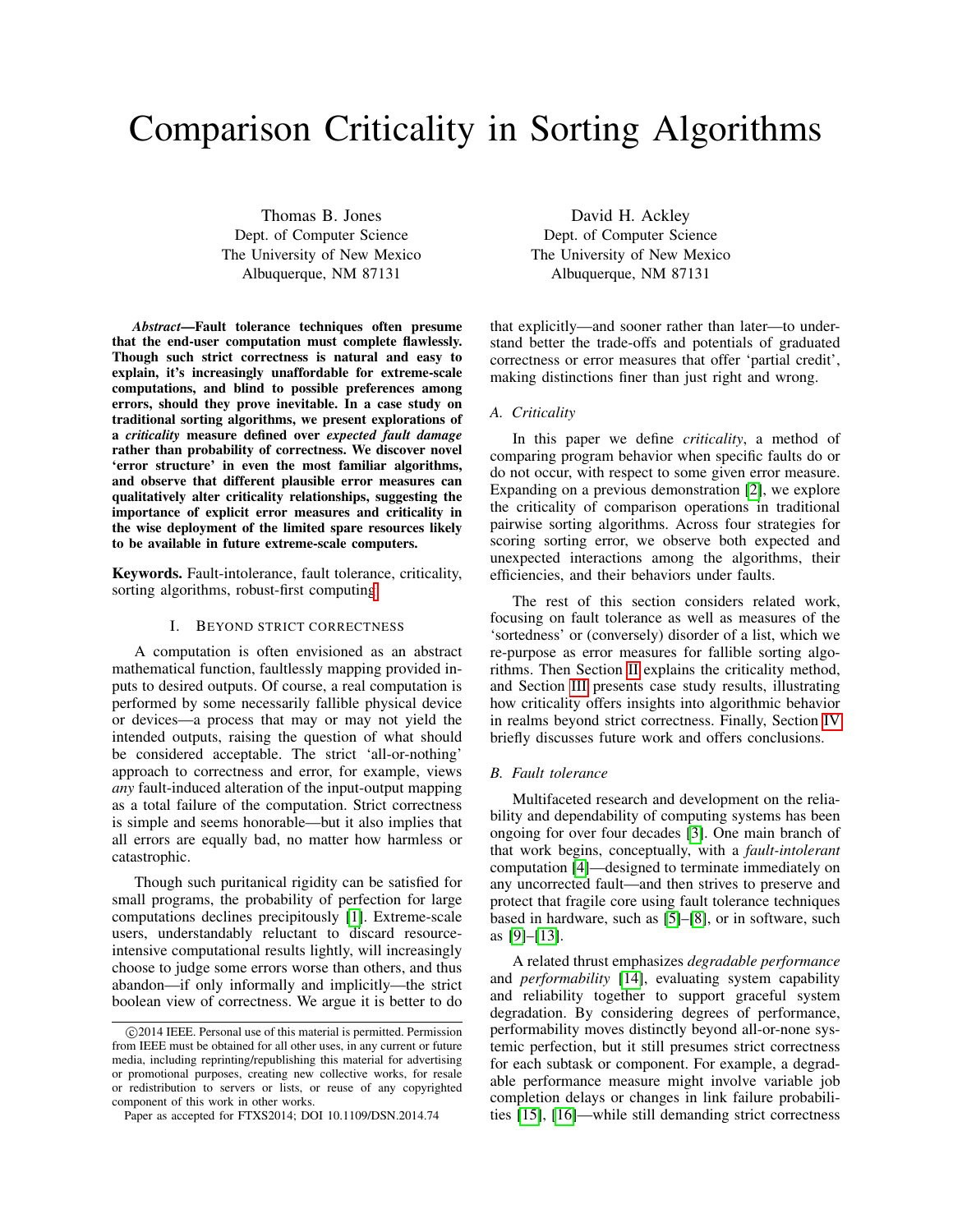# Comparison Criticality in Sorting Algorithms

Thomas B. Jones
Dept. of Computer Science
The University of New Mexico
Albuquerque, NM 87131

David H. Ackley
Dept. of Computer Science
The University of New Mexico
Albuquerque, NM 87131

***Abstract*—Fault tolerance techniques often presume that the end-user computation must complete flawlessly. Though such strict correctness is natural and easy to explain, it's increasingly unaffordable for extreme-scale computations, and blind to possible preferences among errors, should they prove inevitable. In a case study on traditional sorting algorithms, we present explorations of a *criticality* measure defined over *expected fault damage* rather than probability of correctness. We discover novel 'error structure' in even the most familiar algorithms, and observe that different plausible error measures can qualitatively alter criticality relationships, suggesting the importance of explicit error measures and criticality in the wise deployment of the limited spare resources likely to be available in future extreme-scale computers.**

**Keywords.** Fault-intolerance, fault tolerance, criticality, sorting algorithms, robust-first computing.

## I. Beyond strict correctness

A computation is often envisioned as an abstract mathematical function, faultlessly mapping provided inputs to desired outputs. Of course, a real computation is performed by some necessarily fallible physical device or devices—a process that may or may not yield the intended outputs, raising the question of what should be considered acceptable. The strict 'all-or-nothing' approach to correctness and error, for example, views *any* fault-induced alteration of the input-output mapping as a total failure of the computation. Strict correctness is simple and seems honorable—but it also implies that all errors are equally bad, no matter how harmless or catastrophic.

Though such puritanical rigidity can be satisfied for small programs, the probability of perfection for large computations declines precipitously [1]. Extreme-scale users, understandably reluctant to discard resource-intensive computational results lightly, will increasingly choose to judge some errors worse than others, and thus abandon—if only informally and implicitly—the strict boolean view of correctness. We argue it is better to do that explicitly—and sooner rather than later—to understand better the trade-offs and potentials of graduated correctness or error measures that offer 'partial credit', making distinctions finer than just right and wrong.

### A. Criticality

In this paper we define *criticality*, a method of comparing program behavior when specific faults do or do not occur, with respect to some given error measure. Expanding on a previous demonstration [2], we explore the criticality of comparison operations in traditional pairwise sorting algorithms. Across four strategies for scoring sorting error, we observe both expected and unexpected interactions among the algorithms, their efficiencies, and their behaviors under faults.

The rest of this section considers related work, focusing on fault tolerance as well as measures of the 'sortedness' or (conversely) disorder of a list, which we re-purpose as error measures for fallible sorting algorithms. Then Section II explains the criticality method, and Section III presents case study results, illustrating how criticality offers insights into algorithmic behavior in realms beyond strict correctness. Finally, Section IV briefly discusses future work and offers conclusions.

### B. Fault tolerance

Multifaceted research and development on the reliability and dependability of computing systems has been ongoing for over four decades [3]. One main branch of that work begins, conceptually, with a *fault-intolerant* computation [4]—designed to terminate immediately on any uncorrected fault—and then strives to preserve and protect that fragile core using fault tolerance techniques based in hardware, such as [5]–[8], or in software, such as [9]–[13].

A related thrust emphasizes *degradable performance* and *performability* [14], evaluating system capability and reliability together to support graceful system degradation. By considering degrees of performance, performability moves distinctly beyond all-or-none systemic perfection, but it still presumes strict correctness for each subtask or component. For example, a degradable performance measure might involve variable job completion delays or changes in link failure probabilities [15], [16]—while still demanding strict correctness

©2014 IEEE. Personal use of this material is permitted. Permission from IEEE must be obtained for all other uses, in any current or future media, including reprinting/republishing this material for advertising or promotional purposes, creating new collective works, for resale or redistribution to servers or lists, or reuse of any copyrighted component of this work in other works.

Paper as accepted for FTXS2014; DOI 10.1109/DSN.2014.74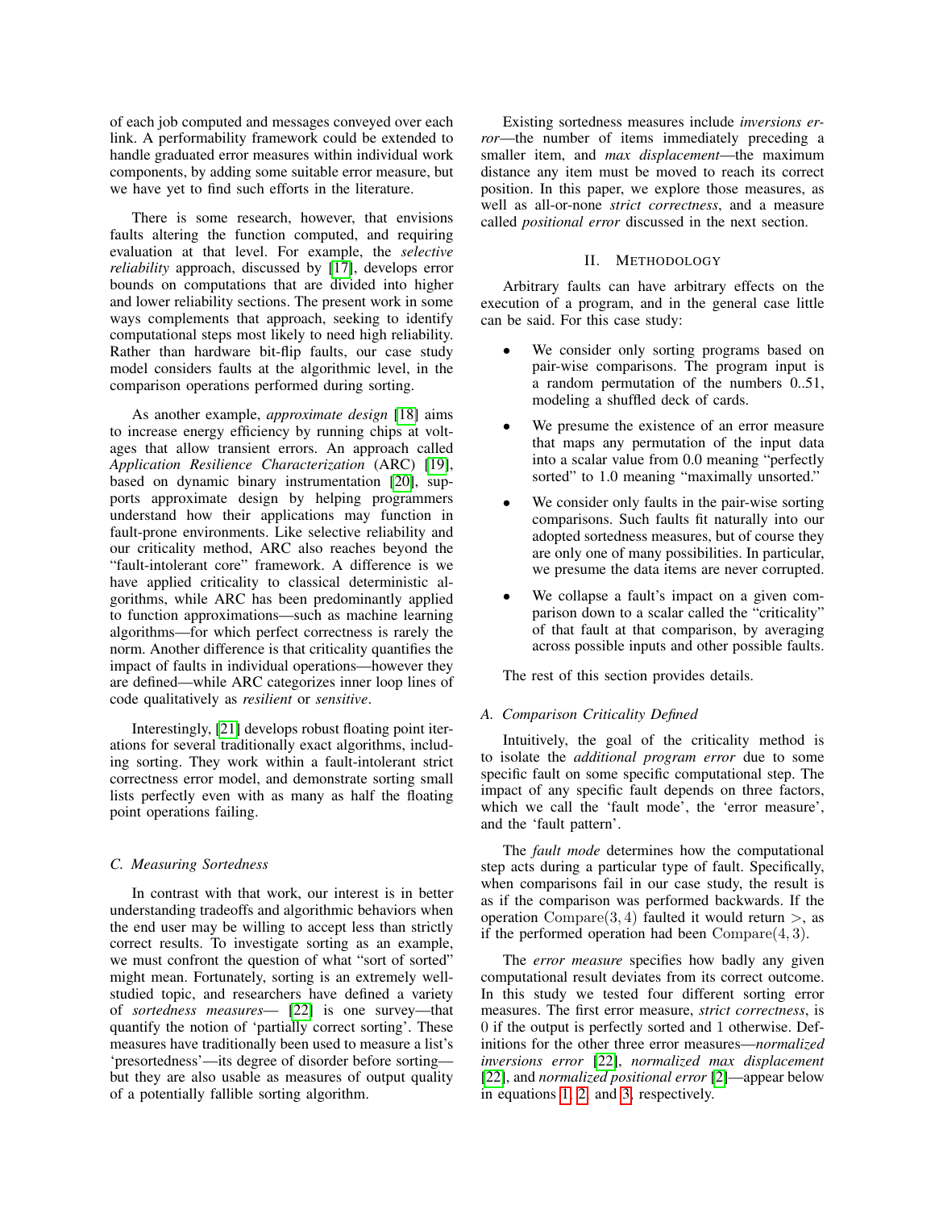of each job computed and messages conveyed over each link. A performability framework could be extended to handle graduated error measures within individual work components, by adding some suitable error measure, but we have yet to find such efforts in the literature.

There is some research, however, that envisions faults altering the function computed, and requiring evaluation at that level. For example, the *selective reliability* approach, discussed by [17], develops error bounds on computations that are divided into higher and lower reliability sections. The present work in some ways complements that approach, seeking to identify computational steps most likely to need high reliability. Rather than hardware bit-flip faults, our case study model considers faults at the algorithmic level, in the comparison operations performed during sorting.

As another example, *approximate design* [18] aims to increase energy efficiency by running chips at voltages that allow transient errors. An approach called *Application Resilience Characterization* (ARC) [19], based on dynamic binary instrumentation [20], supports approximate design by helping programmers understand how their applications may function in fault-prone environments. Like selective reliability and our criticality method, ARC also reaches beyond the "fault-intolerant core" framework. A difference is we have applied criticality to classical deterministic algorithms, while ARC has been predominantly applied to function approximations—such as machine learning algorithms—for which perfect correctness is rarely the norm. Another difference is that criticality quantifies the impact of faults in individual operations—however they are defined—while ARC categorizes inner loop lines of code qualitatively as *resilient* or *sensitive*.

Interestingly, [21] develops robust floating point iterations for several traditionally exact algorithms, including sorting. They work within a fault-intolerant strict correctness error model, and demonstrate sorting small lists perfectly even with as many as half the floating point operations failing.

### C. Measuring Sortedness

In contrast with that work, our interest is in better understanding tradeoffs and algorithmic behaviors when the end user may be willing to accept less than strictly correct results. To investigate sorting as an example, we must confront the question of what "sort of sorted" might mean. Fortunately, sorting is an extremely well-studied topic, and researchers have defined a variety of *sortedness measures*— [22] is one survey—that quantify the notion of 'partially correct sorting'. These measures have traditionally been used to measure a list's 'presortedness'—its degree of disorder before sorting—but they are also usable as measures of output quality of a potentially fallible sorting algorithm.

Existing sortedness measures include *inversions error*—the number of items immediately preceding a smaller item, and *max displacement*—the maximum distance any item must be moved to reach its correct position. In this paper, we explore those measures, as well as all-or-none *strict correctness*, and a measure called *positional error* discussed in the next section.

## II. Methodology

Arbitrary faults can have arbitrary effects on the execution of a program, and in the general case little can be said. For this case study:

- We consider only sorting programs based on pair-wise comparisons. The program input is a random permutation of the numbers 0..51, modeling a shuffled deck of cards.
- We presume the existence of an error measure that maps any permutation of the input data into a scalar value from 0.0 meaning "perfectly sorted" to 1.0 meaning "maximally unsorted."
- We consider only faults in the pair-wise sorting comparisons. Such faults fit naturally into our adopted sortedness measures, but of course they are only one of many possibilities. In particular, we presume the data items are never corrupted.
- We collapse a fault's impact on a given comparison down to a scalar called the "criticality" of that fault at that comparison, by averaging across possible inputs and other possible faults.

The rest of this section provides details.

### A. Comparison Criticality Defined

Intuitively, the goal of the criticality method is to isolate the *additional program error* due to some specific fault on some specific computational step. The impact of any specific fault depends on three factors, which we call the 'fault mode', the 'error measure', and the 'fault pattern'.

The *fault mode* determines how the computational step acts during a particular type of fault. Specifically, when comparisons fail in our case study, the result is as if the comparison was performed backwards. If the operation $\mathrm{Compare}(3, 4)$ faulted it would return $>$, as if the performed operation had been $\mathrm{Compare}(4, 3)$.

The *error measure* specifies how badly any given computational result deviates from its correct outcome. In this study we tested four different sorting error measures. The first error measure, *strict correctness*, is 0 if the output is perfectly sorted and 1 otherwise. Definitions for the other three error measures—*normalized inversions error* [22], *normalized max displacement* [22], and *normalized positional error* [2]—appear below in equations 1, 2, and 3, respectively.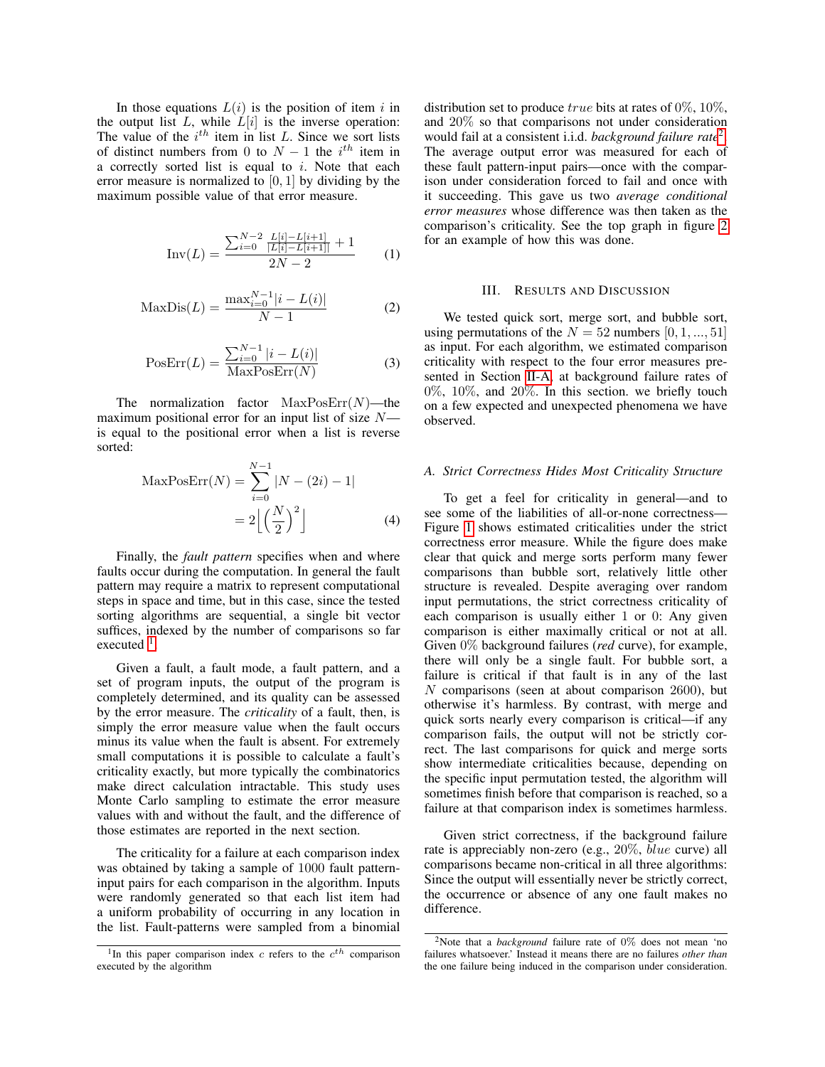In those equations $L(i)$ is the position of item $i$ in the output list $L$, while $L[i]$ is the inverse operation: The value of the $i^{th}$ item in list $L$. Since we sort lists of distinct numbers from 0 to $N-1$ the $i^{th}$ item in a correctly sorted list is equal to $i$. Note that each error measure is normalized to $[0,1]$ by dividing by the maximum possible value of that error measure.

$$\mathrm{Inv}(L) = \frac{\sum_{i=0}^{N-2} \frac{L[i]-L[i+1]}{|L[i]-L[i+1]|} + 1}{2N-2} \tag{1}$$

$$\mathrm{MaxDis}(L) = \frac{\max_{i=0}^{N-1} |i - L(i)|}{N-1} \tag{2}$$

$$\mathrm{PosErr}(L) = \frac{\sum_{i=0}^{N-1} |i - L(i)|}{\mathrm{MaxPosErr}(N)} \tag{3}$$

The normalization factor $\mathrm{MaxPosErr}(N)$—the maximum positional error for an input list of size $N$—is equal to the positional error when a list is reverse sorted:

$$\begin{aligned} \mathrm{MaxPosErr}(N) &= \sum_{i=0}^{N-1} |N - (2i) - 1| \\ &= 2\Big\lfloor\Big(\frac{N}{2}\Big)^2\Big\rfloor \end{aligned} \tag{4}$$

Finally, the *fault pattern* specifies when and where faults occur during the computation. In general the fault pattern may require a matrix to represent computational steps in space and time, but in this case, since the tested sorting algorithms are sequential, a single bit vector suffices, indexed by the number of comparisons so far executed [1].

Given a fault, a fault mode, a fault pattern, and a set of program inputs, the output of the program is completely determined, and its quality can be assessed by the error measure. The *criticality* of a fault, then, is simply the error measure value when the fault occurs minus its value when the fault is absent. For extremely small computations it is possible to calculate a fault's criticality exactly, but more typically the combinatorics make direct calculation intractable. This study uses Monte Carlo sampling to estimate the error measure values with and without the fault, and the difference of those estimates are reported in the next section.

The criticality for a failure at each comparison index was obtained by taking a sample of 1000 fault pattern-input pairs for each comparison in the algorithm. Inputs were randomly generated so that each list item had a uniform probability of occurring in any location in the list. Fault-patterns were sampled from a binomial distribution set to produce $true$ bits at rates of 0%, 10%, and 20% so that comparisons not under consideration would fail at a consistent i.i.d. *background failure rate*[2]. The average output error was measured for each of these fault pattern-input pairs—once with the comparison under consideration forced to fail and once with it succeeding. This gave us two *average conditional error measures* whose difference was then taken as the comparison's criticality. See the top graph in figure 2 for an example of how this was done.

## III. Results and Discussion

We tested quick sort, merge sort, and bubble sort, using permutations of the $N = 52$ numbers $[0, 1, ..., 51]$ as input. For each algorithm, we estimated comparison criticality with respect to the four error measures presented in Section II-A, at background failure rates of 0%, 10%, and 20%. In this section. we briefly touch on a few expected and unexpected phenomena we have observed.

### A. Strict Correctness Hides Most Criticality Structure

To get a feel for criticality in general—and to see some of the liabilities of all-or-none correctness—Figure 1 shows estimated criticalities under the strict correctness error measure. While the figure does make clear that quick and merge sorts perform many fewer comparisons than bubble sort, relatively little other structure is revealed. Despite averaging over random input permutations, the strict correctness criticality of each comparison is usually either 1 or 0: Any given comparison is either maximally critical or not at all. Given 0% background failures (*red* curve), for example, there will only be a single fault. For bubble sort, a failure is critical if that fault is in any of the last $N$ comparisons (seen at about comparison 2600), but otherwise it's harmless. By contrast, with merge and quick sorts nearly every comparison is critical—if any comparison fails, the output will not be strictly correct. The last comparisons for quick and merge sorts show intermediate criticalities because, depending on the specific input permutation tested, the algorithm will sometimes finish before that comparison is reached, so a failure at that comparison index is sometimes harmless.

Given strict correctness, if the background failure rate is appreciably non-zero (e.g., 20%, *blue* curve) all comparisons became non-critical in all three algorithms: Since the output will essentially never be strictly correct, the occurrence or absence of any one fault makes no difference.

[1] In this paper comparison index $c$ refers to the $c^{th}$ comparison executed by the algorithm

[2] Note that a *background* failure rate of 0% does not mean 'no failures whatsoever.' Instead it means there are no failures *other than* the one failure being induced in the comparison under consideration.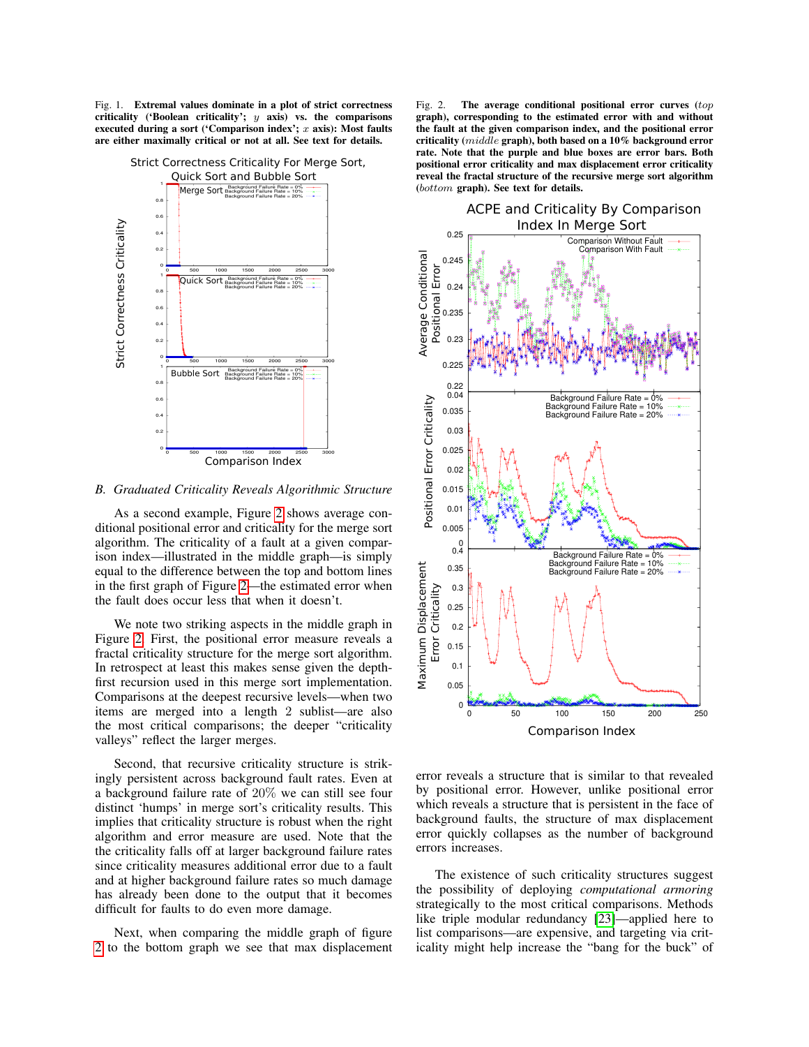Fig. 1. **Extremal values dominate in a plot of strict correctness criticality ('Boolean criticality'; $y$ axis) vs. the comparisons executed during a sort ('Comparison index'; $x$ axis): Most faults are either maximally critical or not at all. See text for details.**

Fig. 2. **The average conditional positional error curves (*top* graph), corresponding to the estimated error with and without the fault at the given comparison index, and the positional error criticality (*middle* graph), both based on a 10% background error rate. Note that the purple and blue boxes are error bars. Both positional error criticality and max displacement error criticality reveal the fractal structure of the recursive merge sort algorithm (*bottom* graph). See text for details.**

### *B. Graduated Criticality Reveals Algorithmic Structure*

As a second example, Figure 2 shows average conditional positional error and criticality for the merge sort algorithm. The criticality of a fault at a given comparison index—illustrated in the middle graph—is simply equal to the difference between the top and bottom lines in the first graph of Figure 2—the estimated error when the fault does occur less that when it doesn't.

We note two striking aspects in the middle graph in Figure 2. First, the positional error measure reveals a fractal criticality structure for the merge sort algorithm. In retrospect at least this makes sense given the depth-first recursion used in this merge sort implementation. Comparisons at the deepest recursive levels—when two items are merged into a length 2 sublist—are also the most critical comparisons; the deeper "criticality valleys" reflect the larger merges.

Second, that recursive criticality structure is strikingly persistent across background fault rates. Even at a background failure rate of 20% we can still see four distinct 'humps' in merge sort's criticality results. This implies that criticality structure is robust when the right algorithm and error measure are used. Note that the the criticality falls off at larger background failure rates since criticality measures additional error due to a fault and at higher background failure rates so much damage has already been done to the output that it becomes difficult for faults to do even more damage.

Next, when comparing the middle graph of figure 2 to the bottom graph we see that max displacement error reveals a structure that is similar to that revealed by positional error. However, unlike positional error which reveals a structure that is persistent in the face of background faults, the structure of max displacement error quickly collapses as the number of background errors increases.

The existence of such criticality structures suggest the possibility of deploying *computational armoring* strategically to the most critical comparisons. Methods like triple modular redundancy [23]—applied here to list comparisons—are expensive, and targeting via criticality might help increase the "bang for the buck" of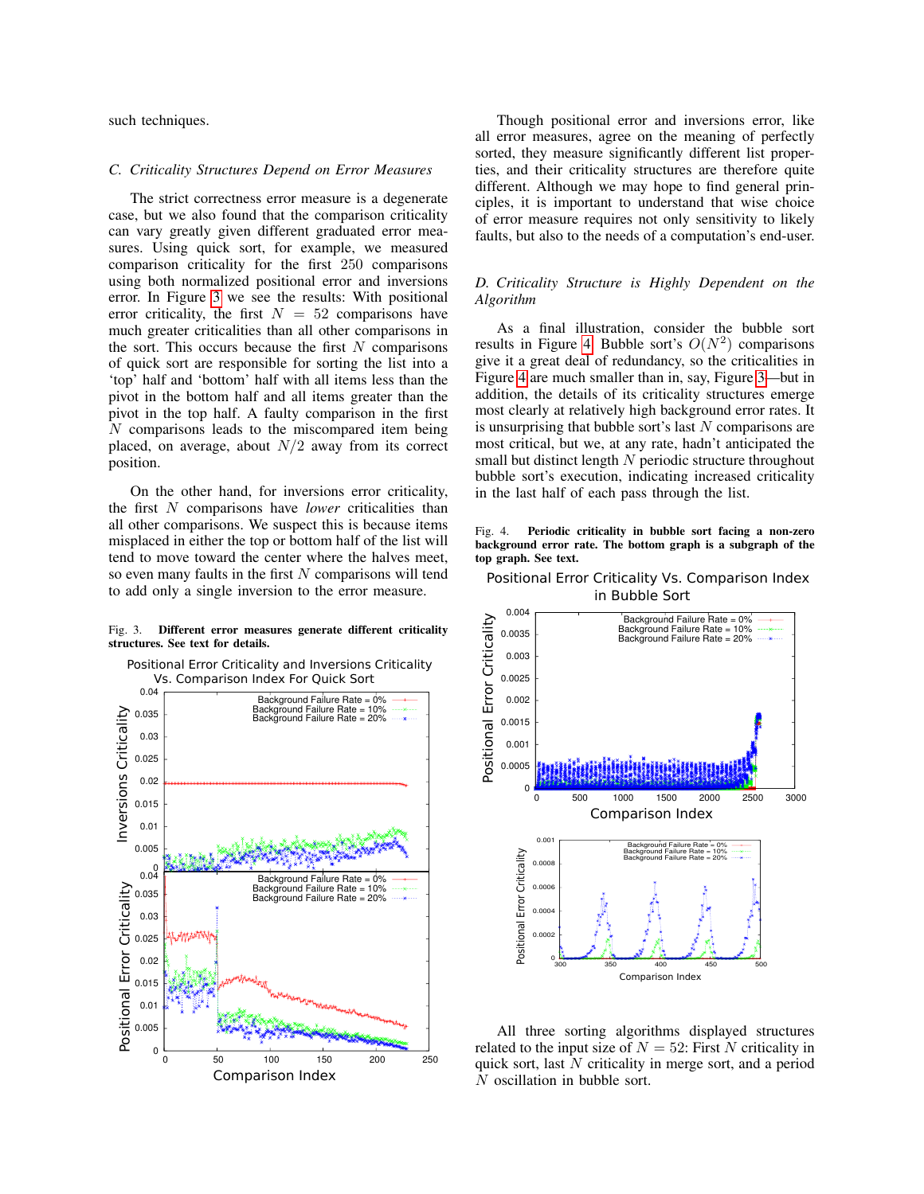such techniques.

### C. Criticality Structures Depend on Error Measures

The strict correctness error measure is a degenerate case, but we also found that the comparison criticality can vary greatly given different graduated error measures. Using quick sort, for example, we measured comparison criticality for the first 250 comparisons using both normalized positional error and inversions error. In Figure 3 we see the results: With positional error criticality, the first $N = 52$ comparisons have much greater criticalities than all other comparisons in the sort. This occurs because the first $N$ comparisons of quick sort are responsible for sorting the list into a 'top' half and 'bottom' half with all items less than the pivot in the bottom half and all items greater than the pivot in the top half. A faulty comparison in the first $N$ comparisons leads to the miscompared item being placed, on average, about $N/2$ away from its correct position.

On the other hand, for inversions error criticality, the first $N$ comparisons have *lower* criticalities than all other comparisons. We suspect this is because items misplaced in either the top or bottom half of the list will tend to move toward the center where the halves meet, so even many faults in the first $N$ comparisons will tend to add only a single inversion to the error measure.

Fig. 3. **Different error measures generate different criticality structures. See text for details.**

Though positional error and inversions error, like all error measures, agree on the meaning of perfectly sorted, they measure significantly different list properties, and their criticality structures are therefore quite different. Although we may hope to find general principles, it is important to understand that wise choice of error measure requires not only sensitivity to likely faults, but also to the needs of a computation's end-user.

### D. Criticality Structure is Highly Dependent on the Algorithm

As a final illustration, consider the bubble sort results in Figure 4. Bubble sort's $O(N^2)$ comparisons give it a great deal of redundancy, so the criticalities in Figure 4 are much smaller than in, say, Figure 3—but in addition, the details of its criticality structures emerge most clearly at relatively high background error rates. It is unsurprising that bubble sort's last $N$ comparisons are most critical, but we, at any rate, hadn't anticipated the small but distinct length $N$ periodic structure throughout bubble sort's execution, indicating increased criticality in the last half of each pass through the list.

Fig. 4. **Periodic criticality in bubble sort facing a non-zero background error rate. The bottom graph is a subgraph of the top graph. See text.**

All three sorting algorithms displayed structures related to the input size of $N = 52$: First $N$ criticality in quick sort, last $N$ criticality in merge sort, and a period $N$ oscillation in bubble sort.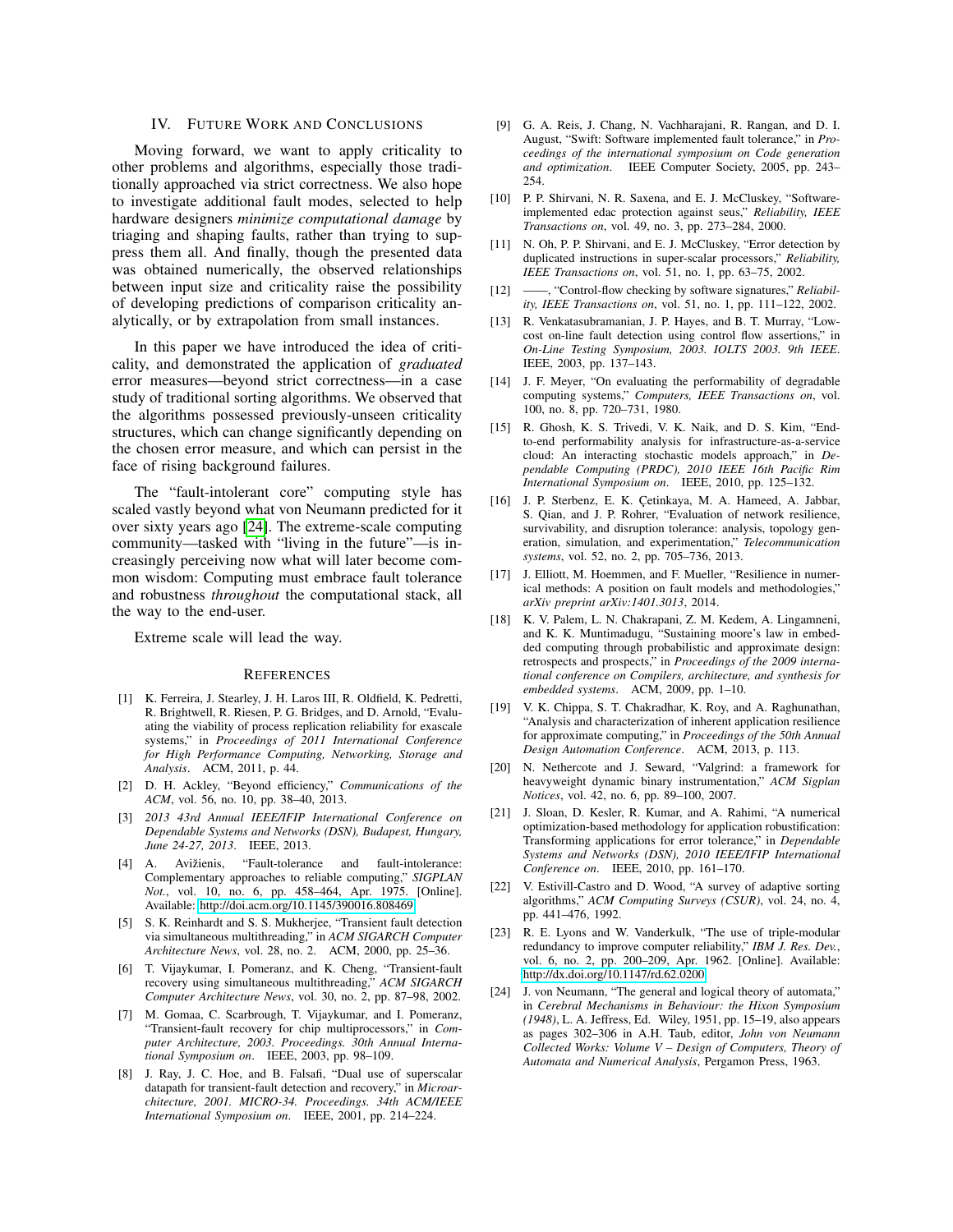## IV. Future Work and Conclusions

Moving forward, we want to apply criticality to other problems and algorithms, especially those traditionally approached via strict correctness. We also hope to investigate additional fault modes, selected to help hardware designers *minimize computational damage* by triaging and shaping faults, rather than trying to suppress them all. And finally, though the presented data was obtained numerically, the observed relationships between input size and criticality raise the possibility of developing predictions of comparison criticality analytically, or by extrapolation from small instances.

In this paper we have introduced the idea of criticality, and demonstrated the application of *graduated* error measures—beyond strict correctness—in a case study of traditional sorting algorithms. We observed that the algorithms possessed previously-unseen criticality structures, which can change significantly depending on the chosen error measure, and which can persist in the face of rising background failures.

The "fault-intolerant core" computing style has scaled vastly beyond what von Neumann predicted for it over sixty years ago [24]. The extreme-scale computing community—tasked with "living in the future"—is increasingly perceiving now what will later become common wisdom: Computing must embrace fault tolerance and robustness *throughout* the computational stack, all the way to the end-user.

Extreme scale will lead the way.

## References

[1] K. Ferreira, J. Stearley, J. H. Laros III, R. Oldfield, K. Pedretti, R. Brightwell, R. Riesen, P. G. Bridges, and D. Arnold, "Evaluating the viability of process replication reliability for exascale systems," in *Proceedings of 2011 International Conference for High Performance Computing, Networking, Storage and Analysis*. ACM, 2011, p. 44.

[2] D. H. Ackley, "Beyond efficiency," *Communications of the ACM*, vol. 56, no. 10, pp. 38–40, 2013.

[3] *2013 43rd Annual IEEE/IFIP International Conference on Dependable Systems and Networks (DSN), Budapest, Hungary, June 24-27, 2013*. IEEE, 2013.

[4] A. Avižienis, "Fault-tolerance and fault-intolerance: Complementary approaches to reliable computing," *SIGPLAN Not.*, vol. 10, no. 6, pp. 458–464, Apr. 1975. [Online]. Available: http://doi.acm.org/10.1145/390016.808469

[5] S. K. Reinhardt and S. S. Mukherjee, "Transient fault detection via simultaneous multithreading," in *ACM SIGARCH Computer Architecture News*, vol. 28, no. 2. ACM, 2000, pp. 25–36.

[6] T. Vijaykumar, I. Pomeranz, and K. Cheng, "Transient-fault recovery using simultaneous multithreading," *ACM SIGARCH Computer Architecture News*, vol. 30, no. 2, pp. 87–98, 2002.

[7] M. Gomaa, C. Scarbrough, T. Vijaykumar, and I. Pomeranz, "Transient-fault recovery for chip multiprocessors," in *Computer Architecture, 2003. Proceedings. 30th Annual International Symposium on*. IEEE, 2003, pp. 98–109.

[8] J. Ray, J. C. Hoe, and B. Falsafi, "Dual use of superscalar datapath for transient-fault detection and recovery," in *Microarchitecture, 2001. MICRO-34. Proceedings. 34th ACM/IEEE International Symposium on*. IEEE, 2001, pp. 214–224.

[9] G. A. Reis, J. Chang, N. Vachharajani, R. Rangan, and D. I. August, "Swift: Software implemented fault tolerance," in *Proceedings of the international symposium on Code generation and optimization*. IEEE Computer Society, 2005, pp. 243–254.

[10] P. P. Shirvani, N. R. Saxena, and E. J. McCluskey, "Software-implemented edac protection against seus," *Reliability, IEEE Transactions on*, vol. 49, no. 3, pp. 273–284, 2000.

[11] N. Oh, P. P. Shirvani, and E. J. McCluskey, "Error detection by duplicated instructions in super-scalar processors," *Reliability, IEEE Transactions on*, vol. 51, no. 1, pp. 63–75, 2002.

[12] ——, "Control-flow checking by software signatures," *Reliability, IEEE Transactions on*, vol. 51, no. 1, pp. 111–122, 2002.

[13] R. Venkatasubramanian, J. P. Hayes, and B. T. Murray, "Low-cost on-line fault detection using control flow assertions," in *On-Line Testing Symposium, 2003. IOLTS 2003. 9th IEEE*. IEEE, 2003, pp. 137–143.

[14] J. F. Meyer, "On evaluating the performability of degradable computing systems," *Computers, IEEE Transactions on*, vol. 100, no. 8, pp. 720–731, 1980.

[15] R. Ghosh, K. S. Trivedi, V. K. Naik, and D. S. Kim, "End-to-end performability analysis for infrastructure-as-a-service cloud: An interacting stochastic models approach," in *Dependable Computing (PRDC), 2010 IEEE 16th Pacific Rim International Symposium on*. IEEE, 2010, pp. 125–132.

[16] J. P. Sterbenz, E. K. Çetinkaya, M. A. Hameed, A. Jabbar, S. Qian, and J. P. Rohrer, "Evaluation of network resilience, survivability, and disruption tolerance: analysis, topology generation, simulation, and experimentation," *Telecommunication systems*, vol. 52, no. 2, pp. 705–736, 2013.

[17] J. Elliott, M. Hoemmen, and F. Mueller, "Resilience in numerical methods: A position on fault models and methodologies," *arXiv preprint arXiv:1401.3013*, 2014.

[18] K. V. Palem, L. N. Chakrapani, Z. M. Kedem, A. Lingamneni, and K. K. Muntimadugu, "Sustaining moore's law in embedded computing through probabilistic and approximate design: retrospects and prospects," in *Proceedings of the 2009 international conference on Compilers, architecture, and synthesis for embedded systems*. ACM, 2009, pp. 1–10.

[19] V. K. Chippa, S. T. Chakradhar, K. Roy, and A. Raghunathan, "Analysis and characterization of inherent application resilience for approximate computing," in *Proceedings of the 50th Annual Design Automation Conference*. ACM, 2013, p. 113.

[20] N. Nethercote and J. Seward, "Valgrind: a framework for heavyweight dynamic binary instrumentation," *ACM Sigplan Notices*, vol. 42, no. 6, pp. 89–100, 2007.

[21] J. Sloan, D. Kesler, R. Kumar, and A. Rahimi, "A numerical optimization-based methodology for application robustification: Transforming applications for error tolerance," in *Dependable Systems and Networks (DSN), 2010 IEEE/IFIP International Conference on*. IEEE, 2010, pp. 161–170.

[22] V. Estivill-Castro and D. Wood, "A survey of adaptive sorting algorithms," *ACM Computing Surveys (CSUR)*, vol. 24, no. 4, pp. 441–476, 1992.

[23] R. E. Lyons and W. Vanderkulk, "The use of triple-modular redundancy to improve computer reliability," *IBM J. Res. Dev.*, vol. 6, no. 2, pp. 200–209, Apr. 1962. [Online]. Available: http://dx.doi.org/10.1147/rd.62.0200

[24] J. von Neumann, "The general and logical theory of automata," in *Cerebral Mechanisms in Behaviour: the Hixon Symposium (1948)*, L. A. Jeffress, Ed. Wiley, 1951, pp. 15–19, also appears as pages 302–306 in A.H. Taub, editor, *John von Neumann Collected Works: Volume V – Design of Computers, Theory of Automata and Numerical Analysis*, Pergamon Press, 1963.